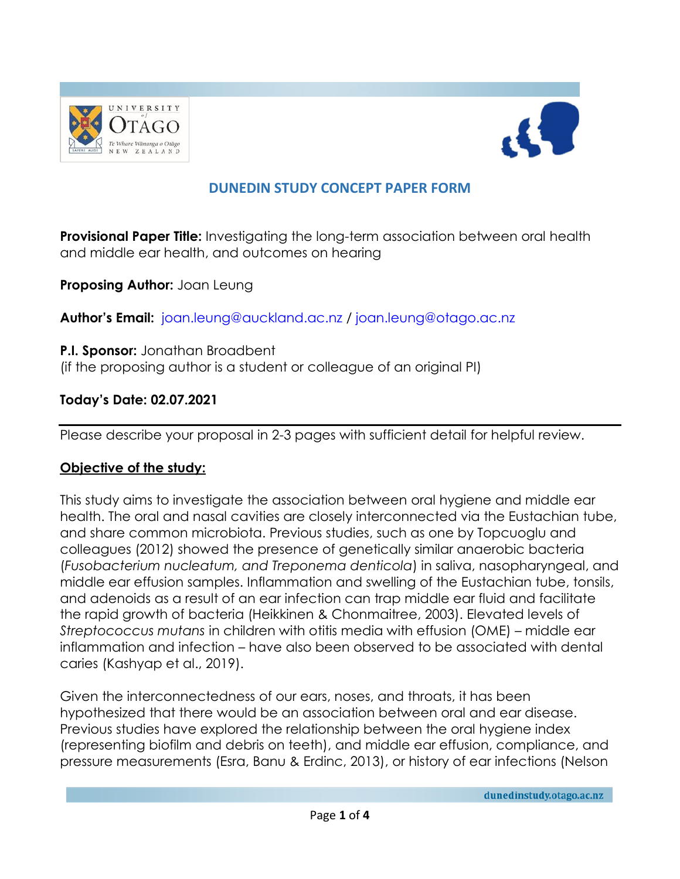## DUNEDIN STUDY CONCEPT PAPER FORM

**Provisional Paper Title:** Investigating the long-term association between oral health and middle ear health, and outcomes on hearing

**Proposing Author:** Joan Leung

**Author's Email:** joan.leung@auckland.ac.nz / joan.leung@otago.ac.nz

**P.I. Sponsor:** Jonathan Broadbent
(if the proposing author is a student or colleague of an original PI)

**Today's Date: 02.07.2021**

---

Please describe your proposal in 2-3 pages with sufficient detail for helpful review.

**Objective of the study:**

This study aims to investigate the association between oral hygiene and middle ear health. The oral and nasal cavities are closely interconnected via the Eustachian tube, and share common microbiota. Previous studies, such as one by Topcuoglu and colleagues (2012) showed the presence of genetically similar anaerobic bacteria (*Fusobacterium nucleatum, and Treponema denticola*) in saliva, nasopharyngeal, and middle ear effusion samples. Inflammation and swelling of the Eustachian tube, tonsils, and adenoids as a result of an ear infection can trap middle ear fluid and facilitate the rapid growth of bacteria (Heikkinen & Chonmaitree, 2003). Elevated levels of *Streptococcus mutans* in children with otitis media with effusion (OME) – middle ear inflammation and infection – have also been observed to be associated with dental caries (Kashyap et al., 2019).

Given the interconnectedness of our ears, noses, and throats, it has been hypothesized that there would be an association between oral and ear disease. Previous studies have explored the relationship between the oral hygiene index (representing biofilm and debris on teeth), and middle ear effusion, compliance, and pressure measurements (Esra, Banu & Erdinc, 2013), or history of ear infections (Nelson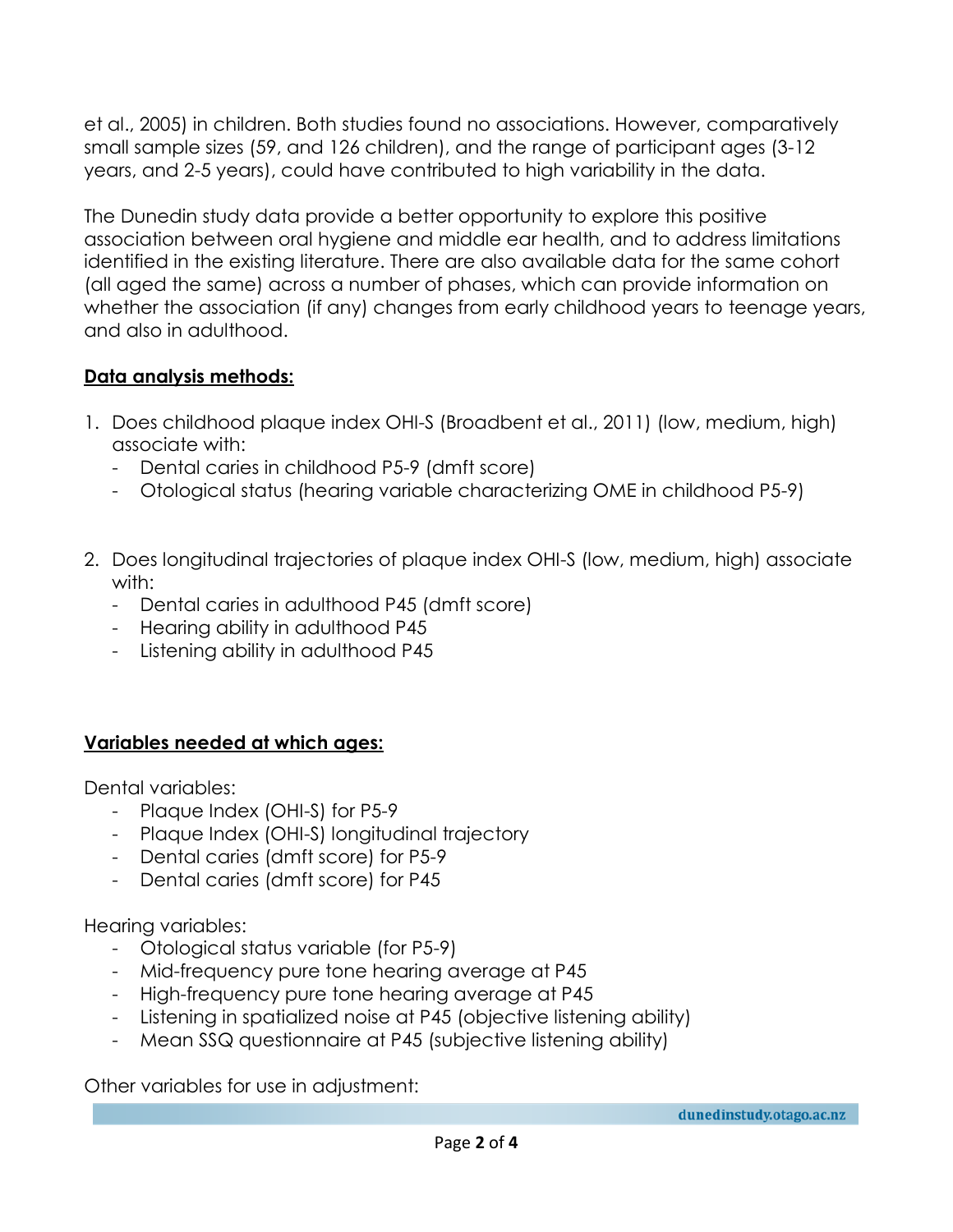et al., 2005) in children. Both studies found no associations. However, comparatively small sample sizes (59, and 126 children), and the range of participant ages (3-12 years, and 2-5 years), could have contributed to high variability in the data.

The Dunedin study data provide a better opportunity to explore this positive association between oral hygiene and middle ear health, and to address limitations identified in the existing literature. There are also available data for the same cohort (all aged the same) across a number of phases, which can provide information on whether the association (if any) changes from early childhood years to teenage years, and also in adulthood.

**<u>Data analysis methods:</u>**

1. Does childhood plaque index OHI-S (Broadbent et al., 2011) (low, medium, high) associate with:
   - Dental caries in childhood P5-9 (dmft score)
   - Otological status (hearing variable characterizing OME in childhood P5-9)

2. Does longitudinal trajectories of plaque index OHI-S (low, medium, high) associate with:
   - Dental caries in adulthood P45 (dmft score)
   - Hearing ability in adulthood P45
   - Listening ability in adulthood P45

**<u>Variables needed at which ages:</u>**

Dental variables:

- Plaque Index (OHI-S) for P5-9
- Plaque Index (OHI-S) longitudinal trajectory
- Dental caries (dmft score) for P5-9
- Dental caries (dmft score) for P45

Hearing variables:

- Otological status variable (for P5-9)
- Mid-frequency pure tone hearing average at P45
- High-frequency pure tone hearing average at P45
- Listening in spatialized noise at P45 (objective listening ability)
- Mean SSQ questionnaire at P45 (subjective listening ability)

Other variables for use in adjustment: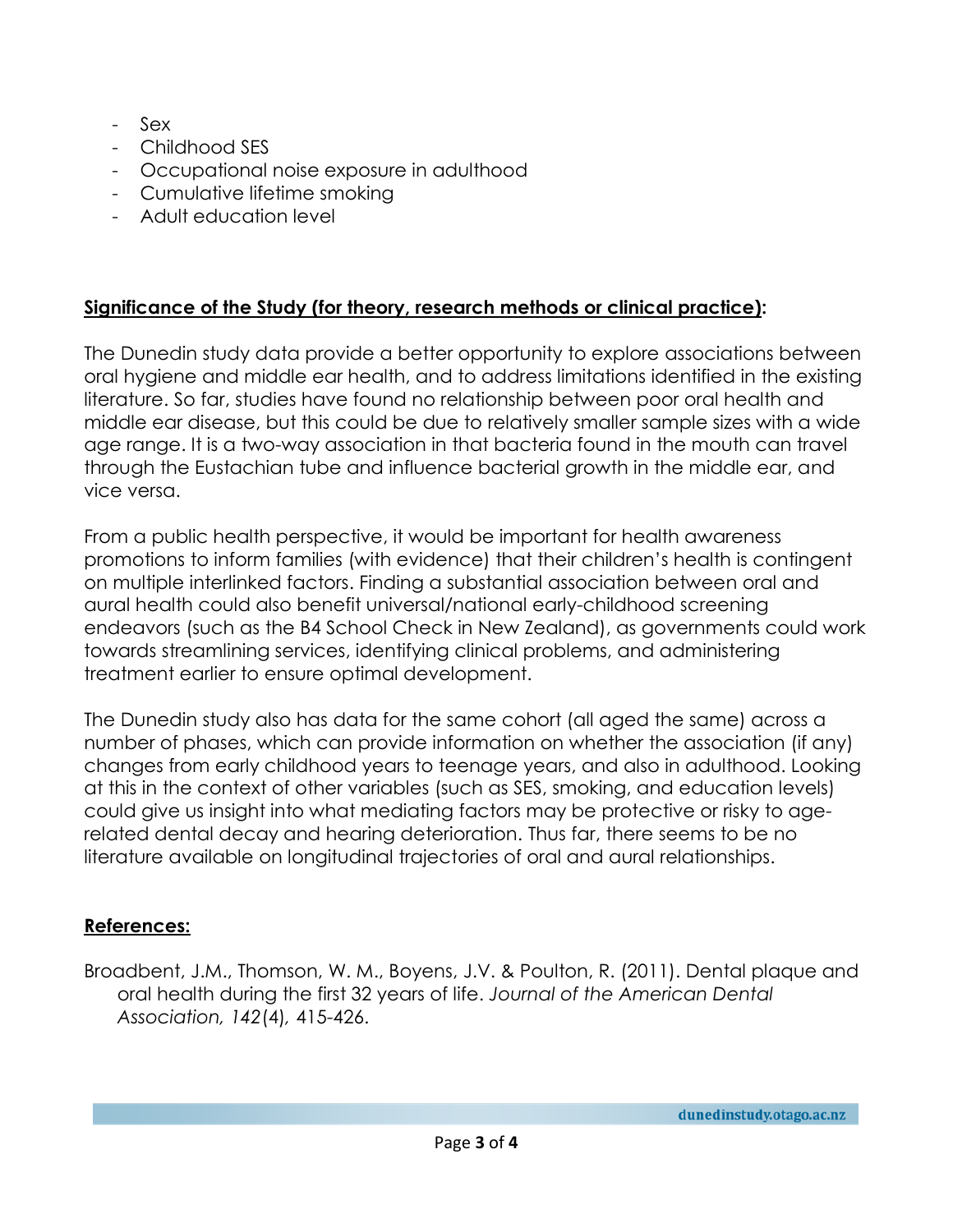- Sex
- Childhood SES
- Occupational noise exposure in adulthood
- Cumulative lifetime smoking
- Adult education level

**Significance of the Study (for theory, research methods or clinical practice):**

The Dunedin study data provide a better opportunity to explore associations between oral hygiene and middle ear health, and to address limitations identified in the existing literature. So far, studies have found no relationship between poor oral health and middle ear disease, but this could be due to relatively smaller sample sizes with a wide age range. It is a two-way association in that bacteria found in the mouth can travel through the Eustachian tube and influence bacterial growth in the middle ear, and vice versa.

From a public health perspective, it would be important for health awareness promotions to inform families (with evidence) that their children's health is contingent on multiple interlinked factors. Finding a substantial association between oral and aural health could also benefit universal/national early-childhood screening endeavors (such as the B4 School Check in New Zealand), as governments could work towards streamlining services, identifying clinical problems, and administering treatment earlier to ensure optimal development.

The Dunedin study also has data for the same cohort (all aged the same) across a number of phases, which can provide information on whether the association (if any) changes from early childhood years to teenage years, and also in adulthood. Looking at this in the context of other variables (such as SES, smoking, and education levels) could give us insight into what mediating factors may be protective or risky to age-related dental decay and hearing deterioration. Thus far, there seems to be no literature available on longitudinal trajectories of oral and aural relationships.

**References:**

Broadbent, J.M., Thomson, W. M., Boyens, J.V. & Poulton, R. (2011). Dental plaque and oral health during the first 32 years of life. *Journal of the American Dental Association, 142*(4), 415-426.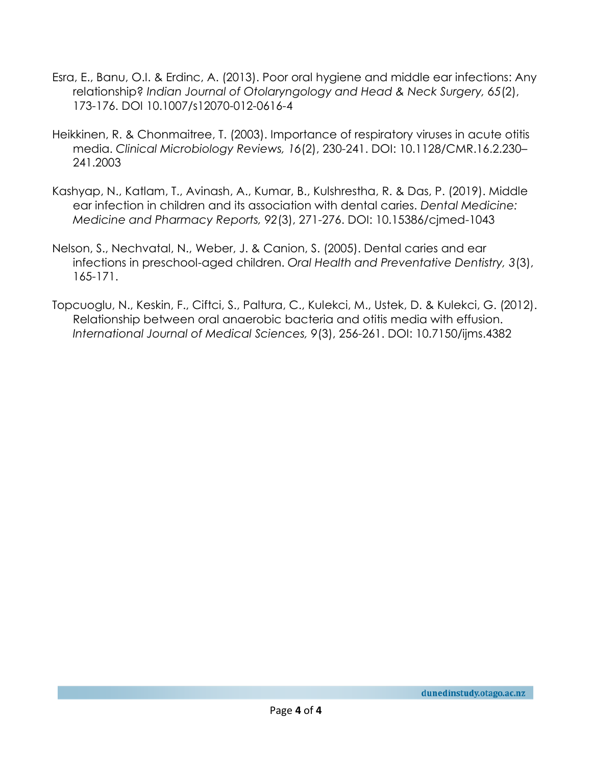Esra, E., Banu, O.I. & Erdinc, A. (2013). Poor oral hygiene and middle ear infections: Any relationship? *Indian Journal of Otolaryngology and Head & Neck Surgery, 65*(2), 173-176. DOI 10.1007/s12070-012-0616-4

Heikkinen, R. & Chonmaitree, T. (2003). Importance of respiratory viruses in acute otitis media. *Clinical Microbiology Reviews, 16*(2), 230-241. DOI: 10.1128/CMR.16.2.230–241.2003

Kashyap, N., Katlam, T., Avinash, A., Kumar, B., Kulshrestha, R. & Das, P. (2019). Middle ear infection in children and its association with dental caries. *Dental Medicine: Medicine and Pharmacy Reports, 92*(3), 271-276. DOI: 10.15386/cjmed-1043

Nelson, S., Nechvatal, N., Weber, J. & Canion, S. (2005). Dental caries and ear infections in preschool-aged children. *Oral Health and Preventative Dentistry, 3*(3), 165-171.

Topcuoglu, N., Keskin, F., Ciftci, S., Paltura, C., Kulekci, M., Ustek, D. & Kulekci, G. (2012). Relationship between oral anaerobic bacteria and otitis media with effusion. *International Journal of Medical Sciences, 9*(3), 256-261. DOI: 10.7150/ijms.4382